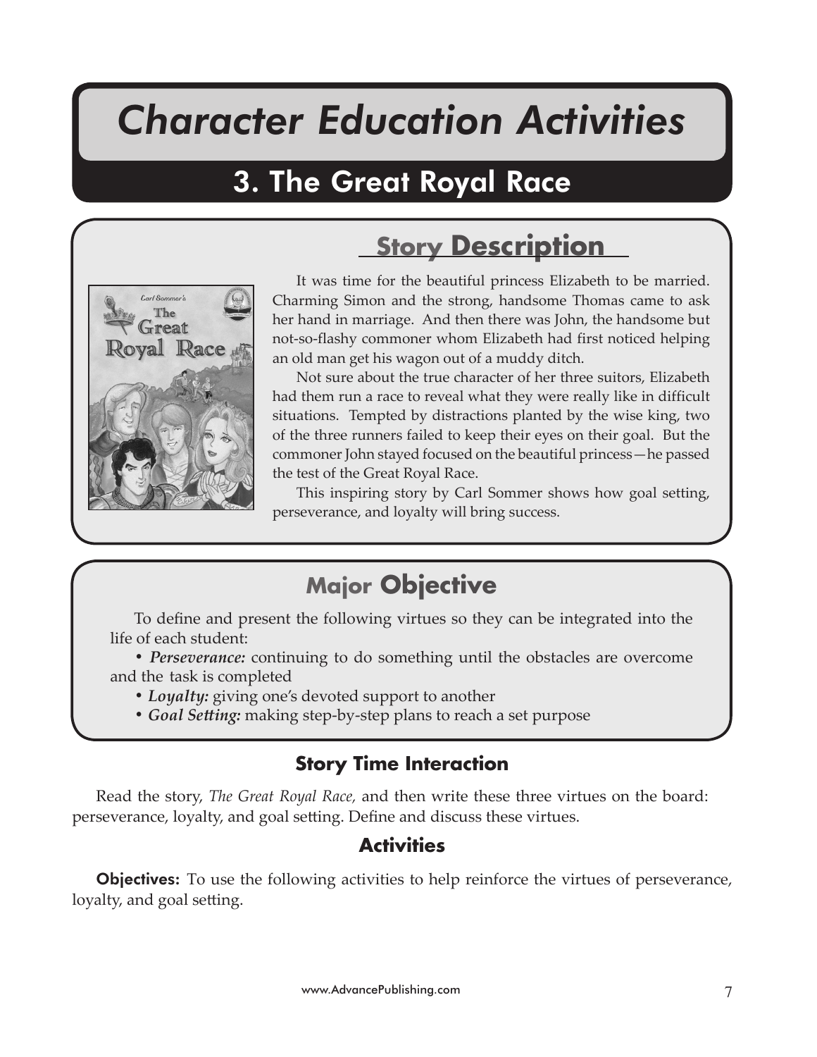# Character Education Activities

## 3. The Great Royal Race

### Story Description

It was time for the beautiful princess Elizabeth to be married. Charming Simon and the strong, handsome Thomas came to ask her hand in marriage. And then there was John, the handsome but not-so-flashy commoner whom Elizabeth had first noticed helping an old man get his wagon out of a muddy ditch.

Not sure about the true character of her three suitors, Elizabeth had them run a race to reveal what they were really like in difficult situations. Tempted by distractions planted by the wise king, two of the three runners failed to keep their eyes on their goal. But the commoner John stayed focused on the beautiful princess—he passed the test of the Great Royal Race.

This inspiring story by Carl Sommer shows how goal setting, perseverance, and loyalty will bring success.

### Major Objective

To define and present the following virtues so they can be integrated into the life of each student:

- ***Perseverance:*** continuing to do something until the obstacles are overcome and the task is completed
- ***Loyalty:*** giving one's devoted support to another
- ***Goal Setting:*** making step-by-step plans to reach a set purpose

### Story Time Interaction

Read the story, *The Great Royal Race,* and then write these three virtues on the board: perseverance, loyalty, and goal setting. Define and discuss these virtues.

### Activities

**Objectives:** To use the following activities to help reinforce the virtues of perseverance, loyalty, and goal setting.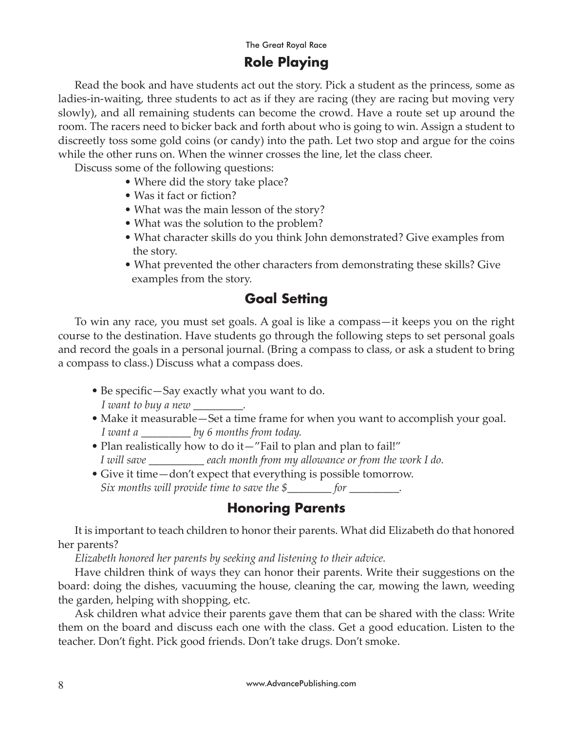## Role Playing

Read the book and have students act out the story. Pick a student as the princess, some as ladies-in-waiting, three students to act as if they are racing (they are racing but moving very slowly), and all remaining students can become the crowd. Have a route set up around the room. The racers need to bicker back and forth about who is going to win. Assign a student to discreetly toss some gold coins (or candy) into the path. Let two stop and argue for the coins while the other runs on. When the winner crosses the line, let the class cheer.

Discuss some of the following questions:

- Where did the story take place?
- Was it fact or fiction?
- What was the main lesson of the story?
- What was the solution to the problem?
- What character skills do you think John demonstrated? Give examples from the story.
- What prevented the other characters from demonstrating these skills? Give examples from the story.

## Goal Setting

To win any race, you must set goals. A goal is like a compass—it keeps you on the right course to the destination. Have students go through the following steps to set personal goals and record the goals in a personal journal. (Bring a compass to class, or ask a student to bring a compass to class.) Discuss what a compass does.

- Be specific—Say exactly what you want to do.
  *I want to buy a new _________.*
- Make it measurable—Set a time frame for when you want to accomplish your goal.
  *I want a _________ by 6 months from today.*
- Plan realistically how to do it—"Fail to plan and plan to fail!"
  *I will save __________ each month from my allowance or from the work I do.*
- Give it time—don't expect that everything is possible tomorrow.
  *Six months will provide time to save the $________ for _________.*

## Honoring Parents

It is important to teach children to honor their parents. What did Elizabeth do that honored her parents?

*Elizabeth honored her parents by seeking and listening to their advice.*

Have children think of ways they can honor their parents. Write their suggestions on the board: doing the dishes, vacuuming the house, cleaning the car, mowing the lawn, weeding the garden, helping with shopping, etc.

Ask children what advice their parents gave them that can be shared with the class: Write them on the board and discuss each one with the class. Get a good education. Listen to the teacher. Don't fight. Pick good friends. Don't take drugs. Don't smoke.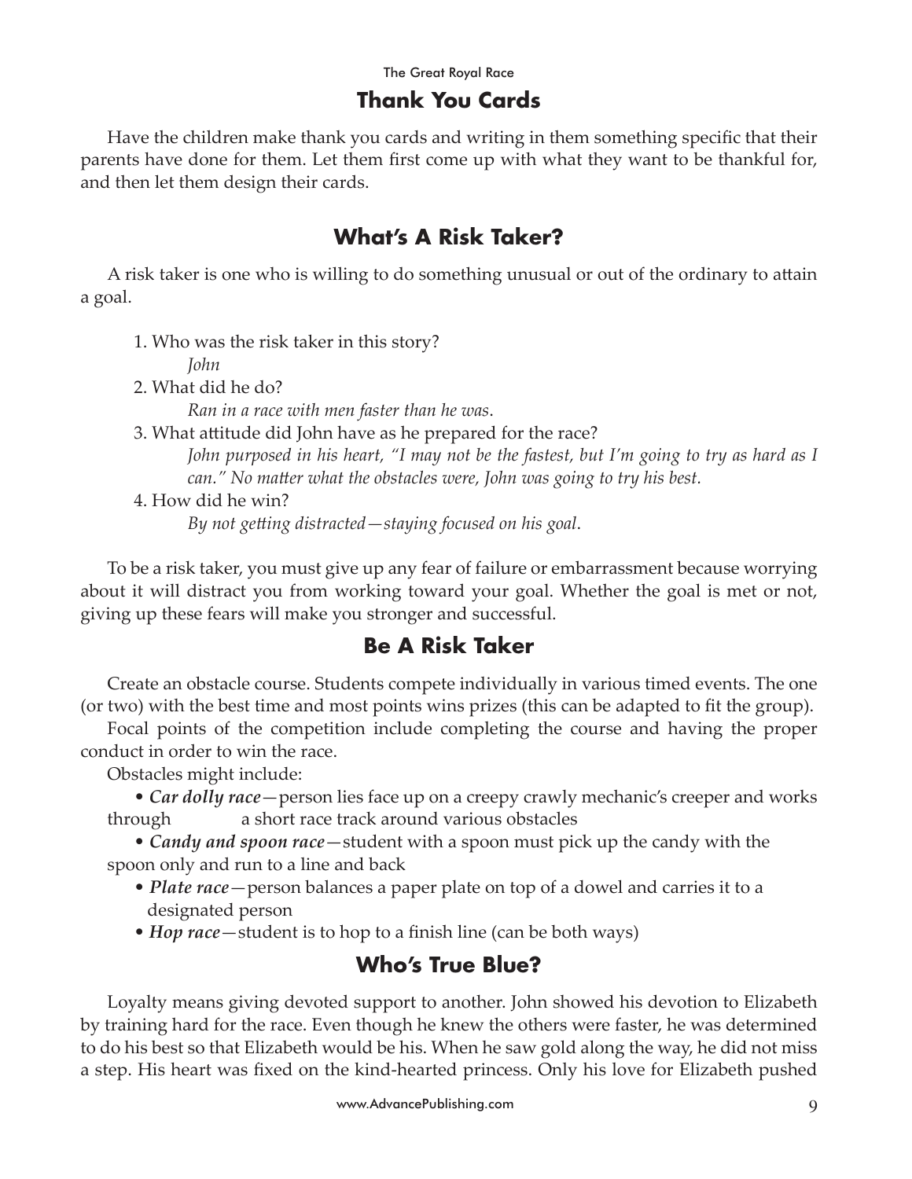## Thank You Cards

Have the children make thank you cards and writing in them something specific that their parents have done for them. Let them first come up with what they want to be thankful for, and then let them design their cards.

## What's A Risk Taker?

A risk taker is one who is willing to do something unusual or out of the ordinary to attain a goal.

1. Who was the risk taker in this story?
   *John*
2. What did he do?
   *Ran in a race with men faster than he was.*
3. What attitude did John have as he prepared for the race?
   *John purposed in his heart, "I may not be the fastest, but I'm going to try as hard as I can." No matter what the obstacles were, John was going to try his best.*
4. How did he win?
   *By not getting distracted—staying focused on his goal.*

To be a risk taker, you must give up any fear of failure or embarrassment because worrying about it will distract you from working toward your goal. Whether the goal is met or not, giving up these fears will make you stronger and successful.

## Be A Risk Taker

Create an obstacle course. Students compete individually in various timed events. The one (or two) with the best time and most points wins prizes (this can be adapted to fit the group).

Focal points of the competition include completing the course and having the proper conduct in order to win the race.

Obstacles might include:

- ***Car dolly race***—person lies face up on a creepy crawly mechanic's creeper and works through a short race track around various obstacles
- ***Candy and spoon race***—student with a spoon must pick up the candy with the spoon only and run to a line and back
- ***Plate race***—person balances a paper plate on top of a dowel and carries it to a designated person
- ***Hop race***—student is to hop to a finish line (can be both ways)

## Who's True Blue?

Loyalty means giving devoted support to another. John showed his devotion to Elizabeth by training hard for the race. Even though he knew the others were faster, he was determined to do his best so that Elizabeth would be his. When he saw gold along the way, he did not miss a step. His heart was fixed on the kind-hearted princess. Only his love for Elizabeth pushed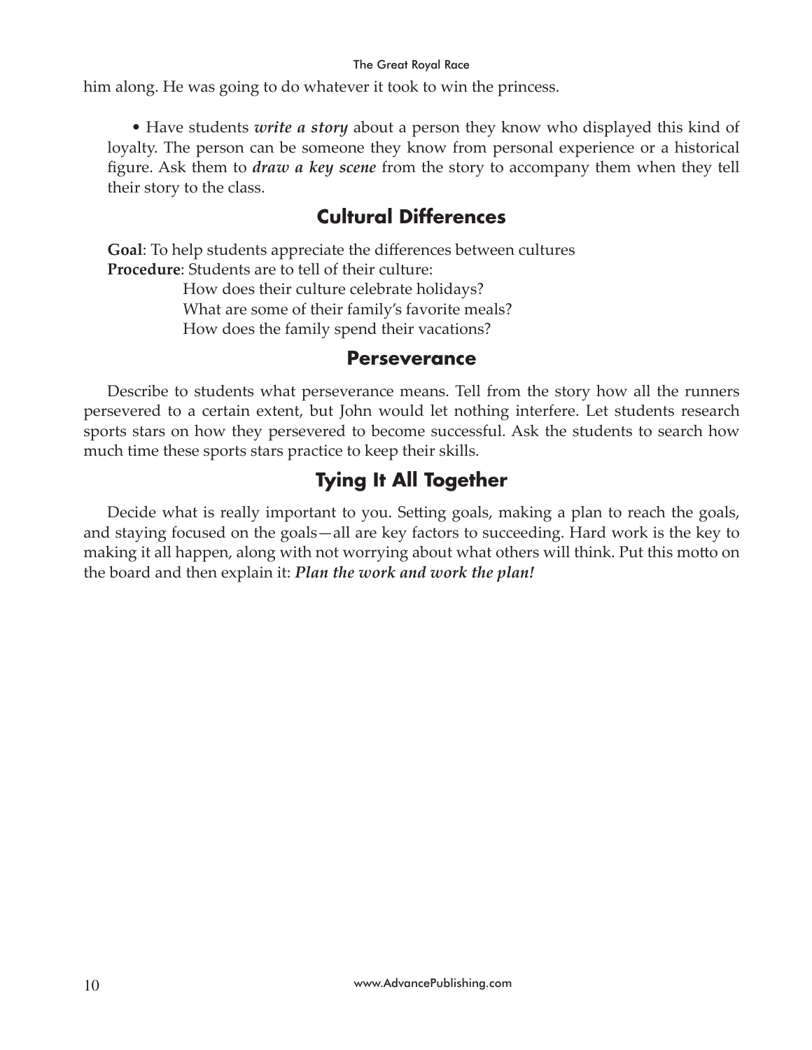him along. He was going to do whatever it took to win the princess.

- Have students ***write a story*** about a person they know who displayed this kind of loyalty. The person can be someone they know from personal experience or a historical figure. Ask them to ***draw a key scene*** from the story to accompany them when they tell their story to the class.

## Cultural Differences

**Goal**: To help students appreciate the differences between cultures
**Procedure**: Students are to tell of their culture:

How does their culture celebrate holidays?
What are some of their family's favorite meals?
How does the family spend their vacations?

## Perseverance

Describe to students what perseverance means. Tell from the story how all the runners persevered to a certain extent, but John would let nothing interfere. Let students research sports stars on how they persevered to become successful. Ask the students to search how much time these sports stars practice to keep their skills.

## Tying It All Together

Decide what is really important to you. Setting goals, making a plan to reach the goals, and staying focused on the goals—all are key factors to succeeding. Hard work is the key to making it all happen, along with not worrying about what others will think. Put this motto on the board and then explain it: ***Plan the work and work the plan!***